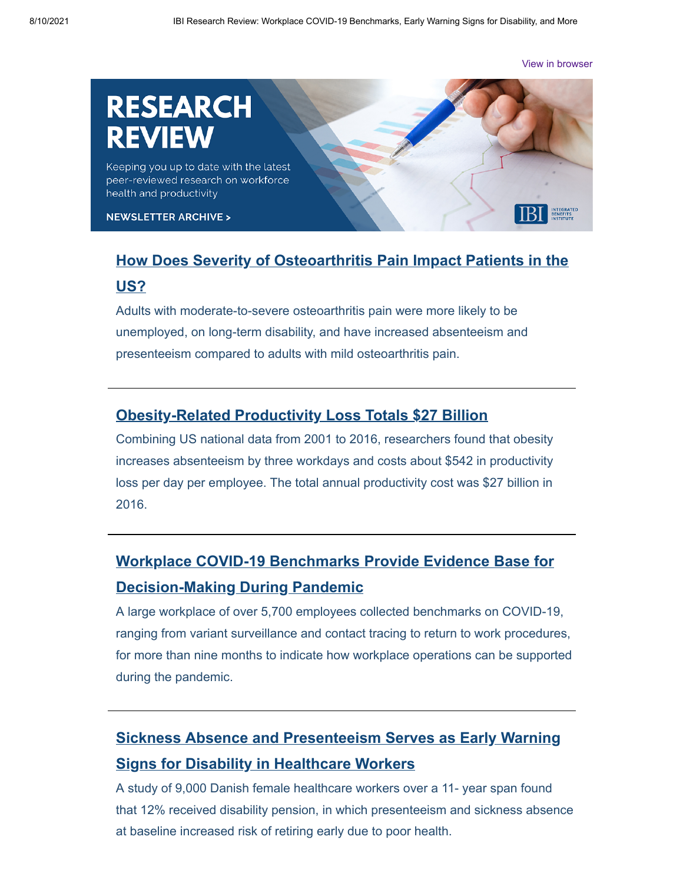View in browser

# RESEARCH REVIEW

Keeping you up to date with the latest peer-reviewed research on workforce health and productivity

NEWSLETTER ARCHIVE >

## How Does Severity of Osteoarthritis Pain Impact Patients in the US?

Adults with moderate-to-severe osteoarthritis pain were more likely to be unemployed, on long-term disability, and have increased absenteeism and presenteeism compared to adults with mild osteoarthritis pain.

---

## Obesity-Related Productivity Loss Totals $27 Billion

Combining US national data from 2001 to 2016, researchers found that obesity increases absenteeism by three workdays and costs about $542 in productivity loss per day per employee. The total annual productivity cost was $27 billion in 2016.

---

## Workplace COVID-19 Benchmarks Provide Evidence Base for Decision-Making During Pandemic

A large workplace of over 5,700 employees collected benchmarks on COVID-19, ranging from variant surveillance and contact tracing to return to work procedures, for more than nine months to indicate how workplace operations can be supported during the pandemic.

---

## Sickness Absence and Presenteeism Serves as Early Warning Signs for Disability in Healthcare Workers

A study of 9,000 Danish female healthcare workers over a 11- year span found that 12% received disability pension, in which presenteeism and sickness absence at baseline increased risk of retiring early due to poor health.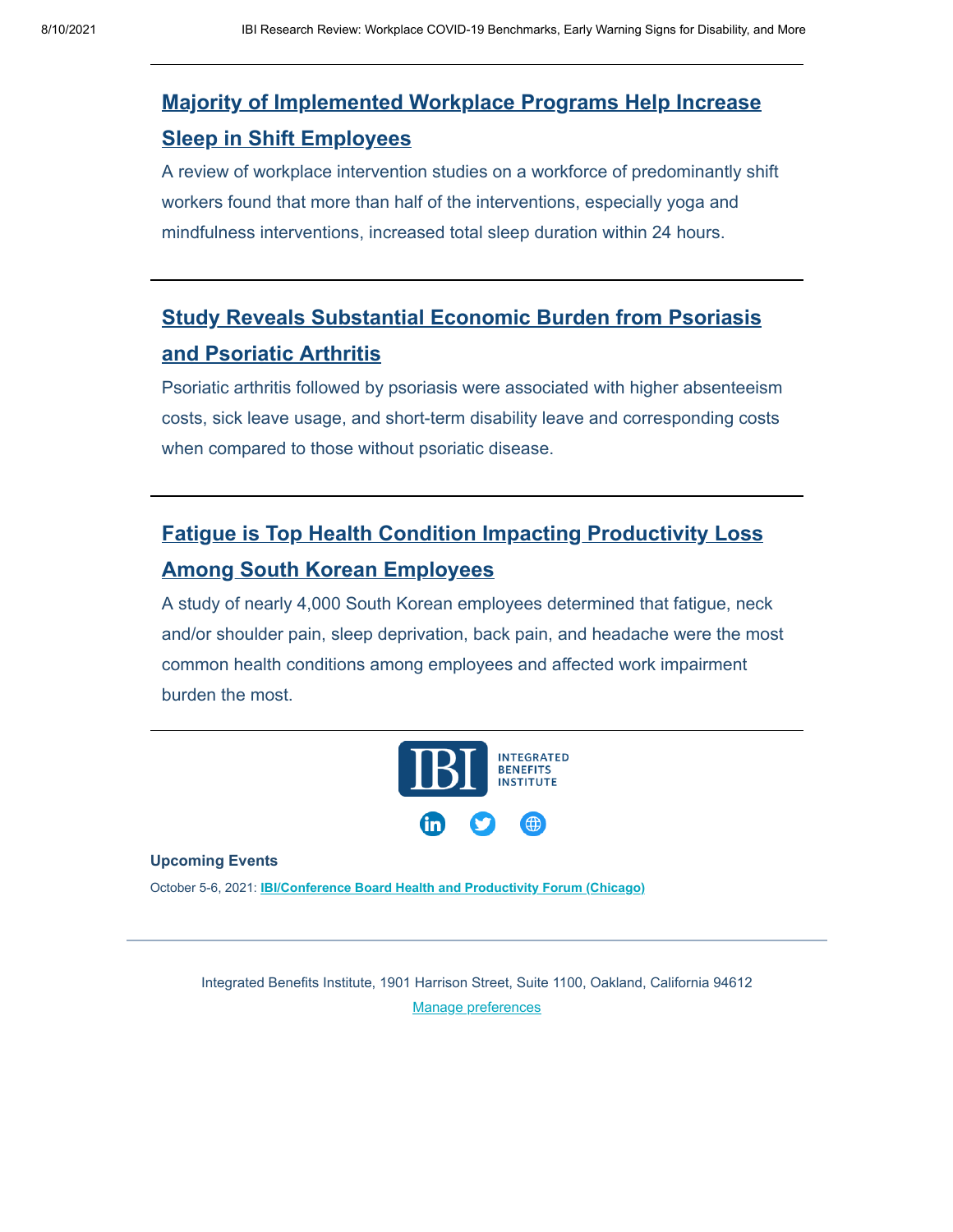---

## [Majority of Implemented Workplace Programs Help Increase Sleep in Shift Employees]

A review of workplace intervention studies on a workforce of predominantly shift workers found that more than half of the interventions, especially yoga and mindfulness interventions, increased total sleep duration within 24 hours.

---

## [Study Reveals Substantial Economic Burden from Psoriasis and Psoriatic Arthritis]

Psoriatic arthritis followed by psoriasis were associated with higher absenteeism costs, sick leave usage, and short-term disability leave and corresponding costs when compared to those without psoriatic disease.

---

## [Fatigue is Top Health Condition Impacting Productivity Loss Among South Korean Employees]

A study of nearly 4,000 South Korean employees determined that fatigue, neck and/or shoulder pain, sleep deprivation, back pain, and headache were the most common health conditions among employees and affected work impairment burden the most.

---

IBI INTEGRATED BENEFITS INSTITUTE

**Upcoming Events**

October 5-6, 2021: **[IBI/Conference Board Health and Productivity Forum (Chicago)]**

---

Integrated Benefits Institute, 1901 Harrison Street, Suite 1100, Oakland, California 94612

[Manage preferences]